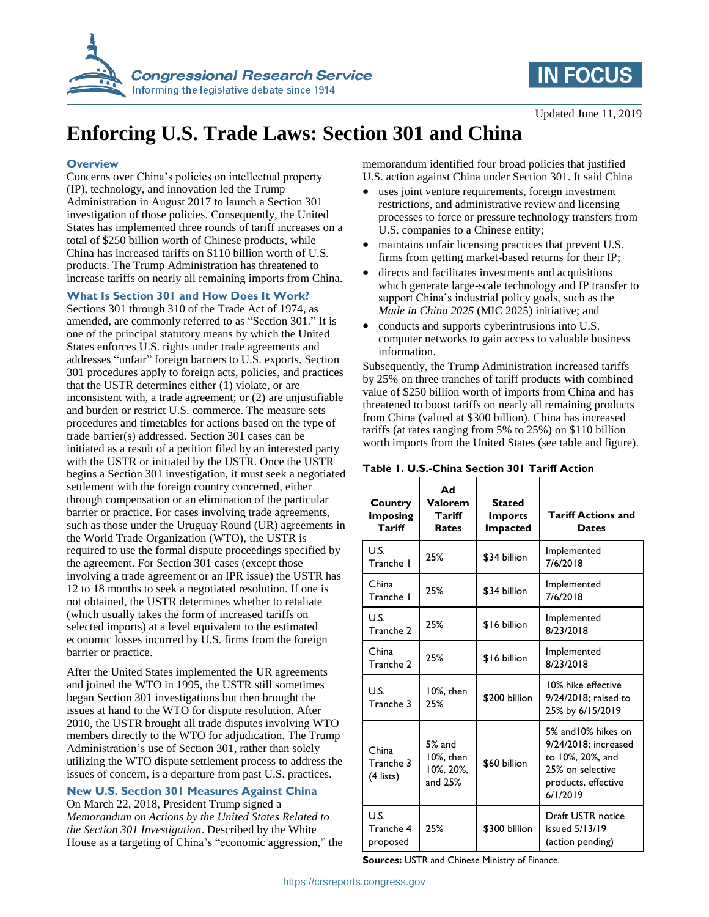Updated June 11, 2019

# Enforcing U.S. Trade Laws: Section 301 and China

## Overview

Concerns over China's policies on intellectual property (IP), technology, and innovation led the Trump Administration in August 2017 to launch a Section 301 investigation of those policies. Consequently, the United States has implemented three rounds of tariff increases on a total of $250 billion worth of Chinese products, while China has increased tariffs on $110 billion worth of U.S. products. The Trump Administration has threatened to increase tariffs on nearly all remaining imports from China.

## What Is Section 301 and How Does It Work?

Sections 301 through 310 of the Trade Act of 1974, as amended, are commonly referred to as "Section 301." It is one of the principal statutory means by which the United States enforces U.S. rights under trade agreements and addresses "unfair" foreign barriers to U.S. exports. Section 301 procedures apply to foreign acts, policies, and practices that the USTR determines either (1) violate, or are inconsistent with, a trade agreement; or (2) are unjustifiable and burden or restrict U.S. commerce. The measure sets procedures and timetables for actions based on the type of trade barrier(s) addressed. Section 301 cases can be initiated as a result of a petition filed by an interested party with the USTR or initiated by the USTR. Once the USTR begins a Section 301 investigation, it must seek a negotiated settlement with the foreign country concerned, either through compensation or an elimination of the particular barrier or practice. For cases involving trade agreements, such as those under the Uruguay Round (UR) agreements in the World Trade Organization (WTO), the USTR is required to use the formal dispute proceedings specified by the agreement. For Section 301 cases (except those involving a trade agreement or an IPR issue) the USTR has 12 to 18 months to seek a negotiated resolution. If one is not obtained, the USTR determines whether to retaliate (which usually takes the form of increased tariffs on selected imports) at a level equivalent to the estimated economic losses incurred by U.S. firms from the foreign barrier or practice.

After the United States implemented the UR agreements and joined the WTO in 1995, the USTR still sometimes began Section 301 investigations but then brought the issues at hand to the WTO for dispute resolution. After 2010, the USTR brought all trade disputes involving WTO members directly to the WTO for adjudication. The Trump Administration's use of Section 301, rather than solely utilizing the WTO dispute settlement process to address the issues of concern, is a departure from past U.S. practices.

## New U.S. Section 301 Measures Against China

On March 22, 2018, President Trump signed a *Memorandum on Actions by the United States Related to the Section 301 Investigation*. Described by the White House as a targeting of China's "economic aggression," the memorandum identified four broad policies that justified U.S. action against China under Section 301. It said China

- uses joint venture requirements, foreign investment restrictions, and administrative review and licensing processes to force or pressure technology transfers from U.S. companies to a Chinese entity;
- maintains unfair licensing practices that prevent U.S. firms from getting market-based returns for their IP;
- directs and facilitates investments and acquisitions which generate large-scale technology and IP transfer to support China's industrial policy goals, such as the *Made in China 2025* (MIC 2025) initiative; and
- conducts and supports cyberintrusions into U.S. computer networks to gain access to valuable business information.

Subsequently, the Trump Administration increased tariffs by 25% on three tranches of tariff products with combined value of $250 billion worth of imports from China and has threatened to boost tariffs on nearly all remaining products from China (valued at $300 billion). China has increased tariffs (at rates ranging from 5% to 25%) on $110 billion worth imports from the United States (see table and figure).

**Table 1. U.S.-China Section 301 Tariff Action**

| Country Imposing Tariff | Ad Valorem Tariff Rates | Stated Imports Impacted | Tariff Actions and Dates |
|---|---|---|---|
| U.S. Tranche 1 | 25% | $34 billion | Implemented 7/6/2018 |
| China Tranche 1 | 25% | $34 billion | Implemented 7/6/2018 |
| U.S. Tranche 2 | 25% | $16 billion | Implemented 8/23/2018 |
| China Tranche 2 | 25% | $16 billion | Implemented 8/23/2018 |
| U.S. Tranche 3 | 10%, then 25% | $200 billion | 10% hike effective 9/24/2018; raised to 25% by 6/15/2019 |
| China Tranche 3 (4 lists) | 5% and 10%, then 10%, 20%, and 25% | $60 billion | 5% and10% hikes on 9/24/2018; increased to 10%, 20%, and 25% on selective products, effective 6/1/2019 |
| U.S. Tranche 4 proposed | 25% | $300 billion | Draft USTR notice issued 5/13/19 (action pending) |

**Sources:** USTR and Chinese Ministry of Finance.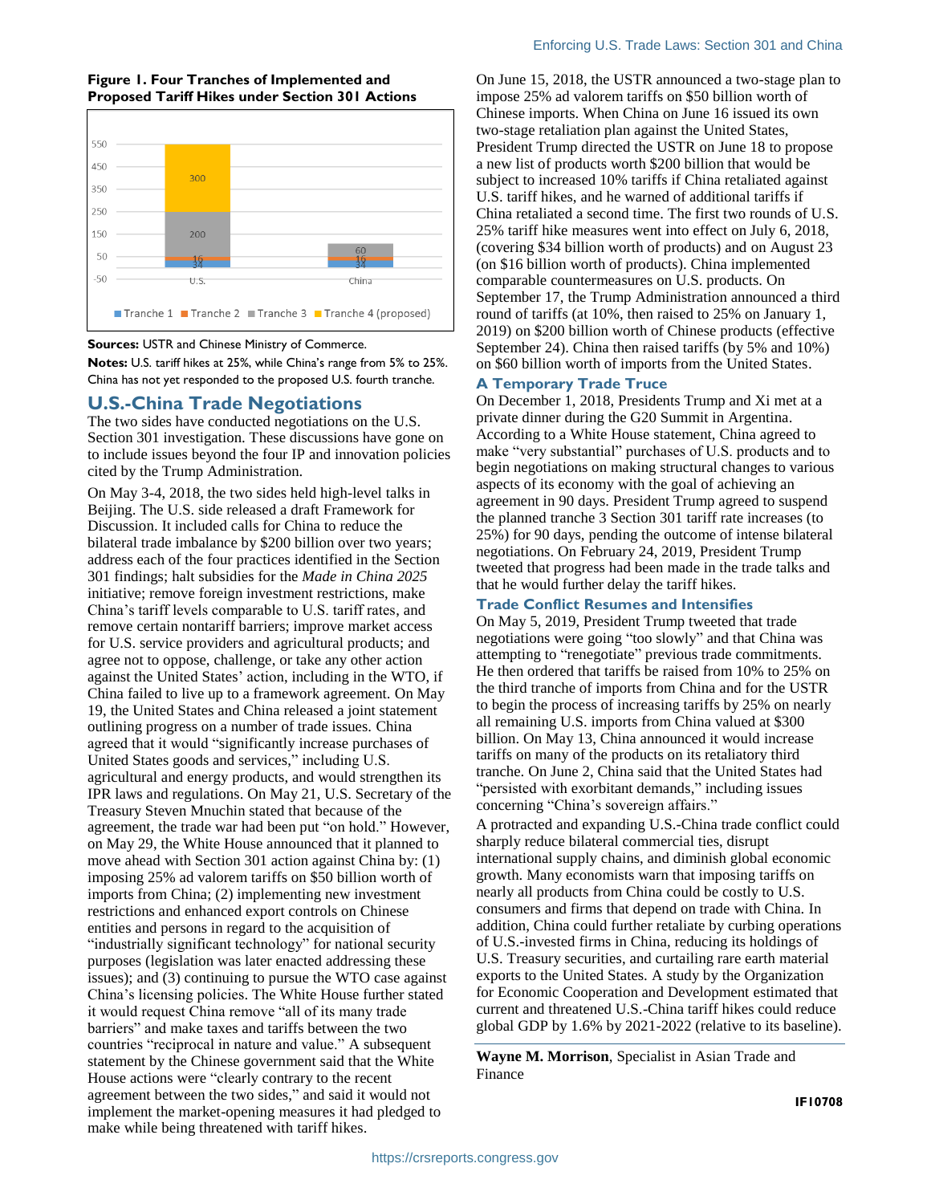**Figure 1. Four Tranches of Implemented and Proposed Tariff Hikes under Section 301 Actions**

| | Tranche 1 | Tranche 2 | Tranche 3 | Tranche 4 (proposed) |
|---|---|---|---|---|
| U.S. | 34 | 16 | 200 | 300 |
| China | 34 | 16 | 60 | |

**Sources:** USTR and Chinese Ministry of Commerce.

**Notes:** U.S. tariff hikes at 25%, while China's range from 5% to 25%. China has not yet responded to the proposed U.S. fourth tranche.

## U.S.-China Trade Negotiations

The two sides have conducted negotiations on the U.S. Section 301 investigation. These discussions have gone on to include issues beyond the four IP and innovation policies cited by the Trump Administration.

On May 3-4, 2018, the two sides held high-level talks in Beijing. The U.S. side released a draft Framework for Discussion. It included calls for China to reduce the bilateral trade imbalance by $200 billion over two years; address each of the four practices identified in the Section 301 findings; halt subsidies for the *Made in China 2025* initiative; remove foreign investment restrictions, make China's tariff levels comparable to U.S. tariff rates, and remove certain nontariff barriers; improve market access for U.S. service providers and agricultural products; and agree not to oppose, challenge, or take any other action against the United States' action, including in the WTO, if China failed to live up to a framework agreement. On May 19, the United States and China released a joint statement outlining progress on a number of trade issues. China agreed that it would "significantly increase purchases of United States goods and services," including U.S. agricultural and energy products, and would strengthen its IPR laws and regulations. On May 21, U.S. Secretary of the Treasury Steven Mnuchin stated that because of the agreement, the trade war had been put "on hold." However, on May 29, the White House announced that it planned to move ahead with Section 301 action against China by: (1) imposing 25% ad valorem tariffs on $50 billion worth of imports from China; (2) implementing new investment restrictions and enhanced export controls on Chinese entities and persons in regard to the acquisition of "industrially significant technology" for national security purposes (legislation was later enacted addressing these issues); and (3) continuing to pursue the WTO case against China's licensing policies. The White House stated it would request China remove "all of its many trade barriers" and make taxes and tariffs between the two countries "reciprocal in nature and value." A subsequent statement by the Chinese government said that the White House actions were "clearly contrary to the recent agreement between the two sides," and said it would not implement the market-opening measures it had pledged to make while being threatened with tariff hikes.

On June 15, 2018, the USTR announced a two-stage plan to impose 25% ad valorem tariffs on $50 billion worth of Chinese imports. When China on June 16 issued its own two-stage retaliation plan against the United States, President Trump directed the USTR on June 18 to propose a new list of products worth $200 billion that would be subject to increased 10% tariffs if China retaliated against U.S. tariff hikes, and he warned of additional tariffs if China retaliated a second time. The first two rounds of U.S. 25% tariff hike measures went into effect on July 6, 2018, (covering $34 billion worth of products) and on August 23 (on $16 billion worth of products). China implemented comparable countermeasures on U.S. products. On September 17, the Trump Administration announced a third round of tariffs (at 10%, then raised to 25% on January 1, 2019) on $200 billion worth of Chinese products (effective September 24). China then raised tariffs (by 5% and 10%) on $60 billion worth of imports from the United States.

### A Temporary Trade Truce

On December 1, 2018, Presidents Trump and Xi met at a private dinner during the G20 Summit in Argentina. According to a White House statement, China agreed to make "very substantial" purchases of U.S. products and to begin negotiations on making structural changes to various aspects of its economy with the goal of achieving an agreement in 90 days. President Trump agreed to suspend the planned tranche 3 Section 301 tariff rate increases (to 25%) for 90 days, pending the outcome of intense bilateral negotiations. On February 24, 2019, President Trump tweeted that progress had been made in the trade talks and that he would further delay the tariff hikes.

### Trade Conflict Resumes and Intensifies

On May 5, 2019, President Trump tweeted that trade negotiations were going "too slowly" and that China was attempting to "renegotiate" previous trade commitments. He then ordered that tariffs be raised from 10% to 25% on the third tranche of imports from China and for the USTR to begin the process of increasing tariffs by 25% on nearly all remaining U.S. imports from China valued at $300 billion. On May 13, China announced it would increase tariffs on many of the products on its retaliatory third tranche. On June 2, China said that the United States had "persisted with exorbitant demands," including issues concerning "China's sovereign affairs."

A protracted and expanding U.S.-China trade conflict could sharply reduce bilateral commercial ties, disrupt international supply chains, and diminish global economic growth. Many economists warn that imposing tariffs on nearly all products from China could be costly to U.S. consumers and firms that depend on trade with China. In addition, China could further retaliate by curbing operations of U.S.-invested firms in China, reducing its holdings of U.S. Treasury securities, and curtailing rare earth material exports to the United States. A study by the Organization for Economic Cooperation and Development estimated that current and threatened U.S.-China tariff hikes could reduce global GDP by 1.6% by 2021-2022 (relative to its baseline).

**Wayne M. Morrison**, Specialist in Asian Trade and Finance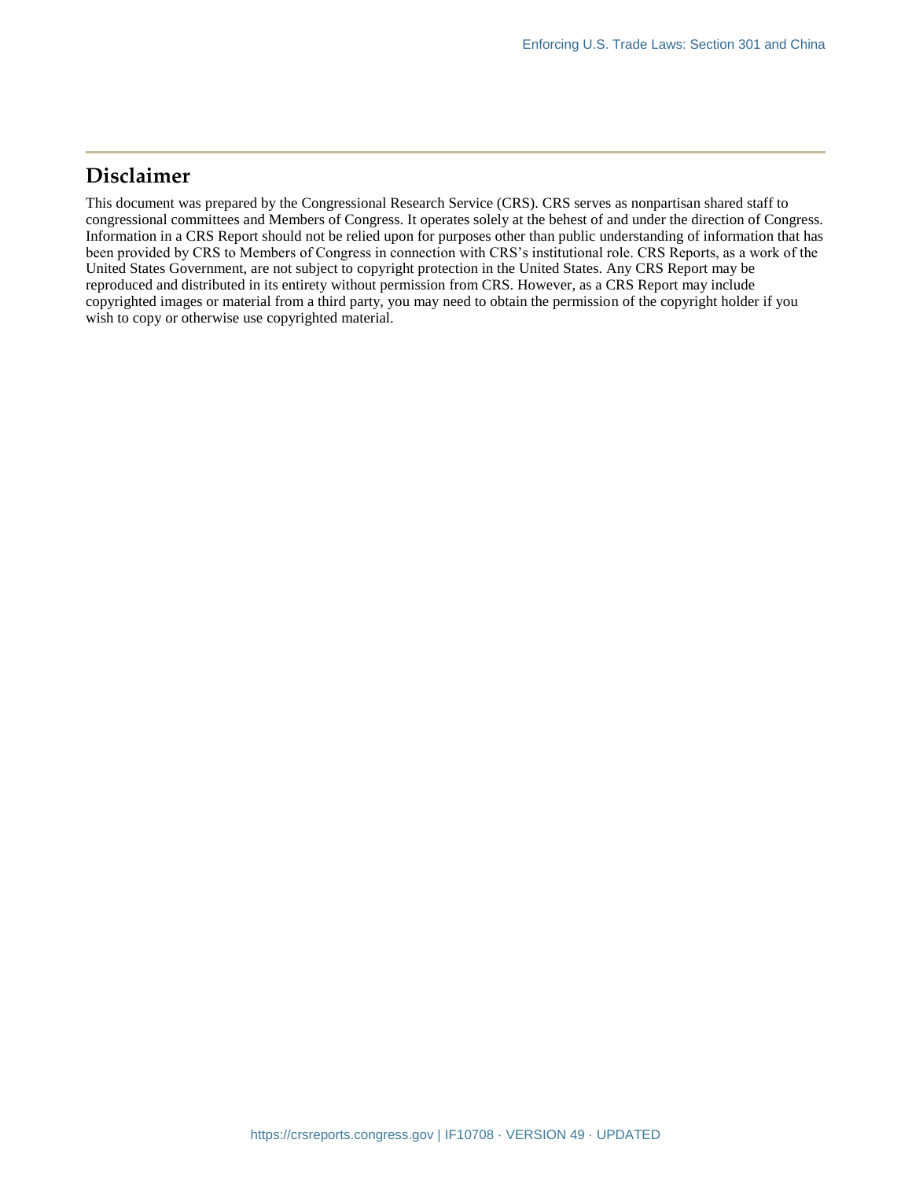## Disclaimer

This document was prepared by the Congressional Research Service (CRS). CRS serves as nonpartisan shared staff to congressional committees and Members of Congress. It operates solely at the behest of and under the direction of Congress. Information in a CRS Report should not be relied upon for purposes other than public understanding of information that has been provided by CRS to Members of Congress in connection with CRS's institutional role. CRS Reports, as a work of the United States Government, are not subject to copyright protection in the United States. Any CRS Report may be reproduced and distributed in its entirety without permission from CRS. However, as a CRS Report may include copyrighted images or material from a third party, you may need to obtain the permission of the copyright holder if you wish to copy or otherwise use copyrighted material.